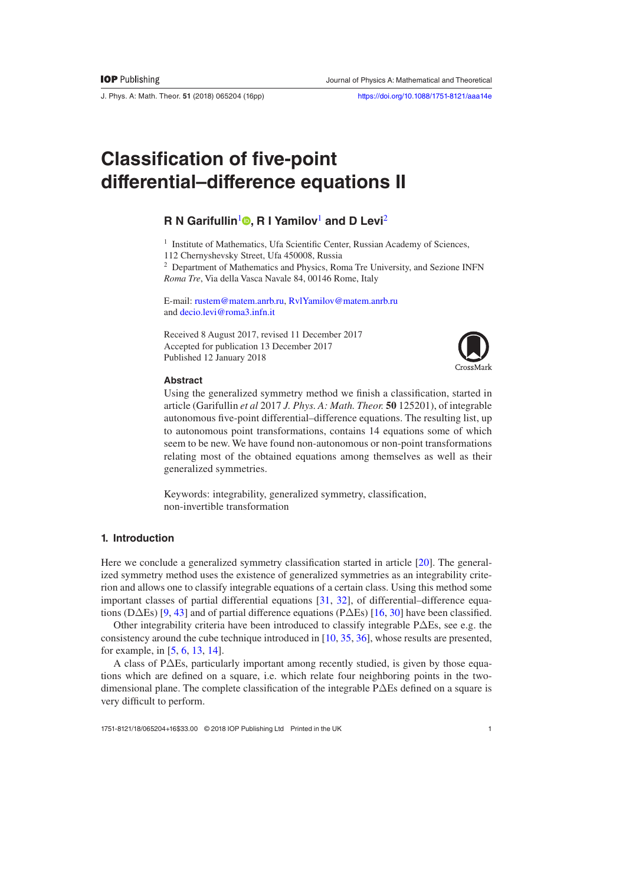# Classification of five-point differential–difference equations II

**R N Garifullin[1], R I Yamilov[1] and D Levi[2]**

[1] Institute of Mathematics, Ufa Scientific Center, Russian Academy of Sciences, 112 Chernyshevsky Street, Ufa 450008, Russia
[2] Department of Mathematics and Physics, Roma Tre University, and Sezione INFN *Roma Tre*, Via della Vasca Navale 84, 00146 Rome, Italy

E-mail: rustem@matem.anrb.ru, RvlYamilov@matem.anrb.ru and decio.levi@roma3.infn.it

Received 8 August 2017, revised 11 December 2017
Accepted for publication 13 December 2017
Published 12 January 2018

### Abstract

Using the generalized symmetry method we finish a classification, started in article (Garifullin *et al* 2017 *J. Phys. A: Math. Theor.* **50** 125201), of integrable autonomous five-point differential–difference equations. The resulting list, up to autonomous point transformations, contains 14 equations some of which seem to be new. We have found non-autonomous or non-point transformations relating most of the obtained equations among themselves as well as their generalized symmetries.

Keywords: integrability, generalized symmetry, classification, non-invertible transformation

## 1. Introduction

Here we conclude a generalized symmetry classification started in article [20]. The generalized symmetry method uses the existence of generalized symmetries as an integrability criterion and allows one to classify integrable equations of a certain class. Using this method some important classes of partial differential equations [31, 32], of differential–difference equations (DΔEs) [9, 43] and of partial difference equations (PΔEs) [16, 30] have been classified.

Other integrability criteria have been introduced to classify integrable PΔEs, see e.g. the consistency around the cube technique introduced in [10, 35, 36], whose results are presented, for example, in [5, 6, 13, 14].

A class of PΔEs, particularly important among recently studied, is given by those equations which are defined on a square, i.e. which relate four neighboring points in the two-dimensional plane. The complete classification of the integrable PΔEs defined on a square is very difficult to perform.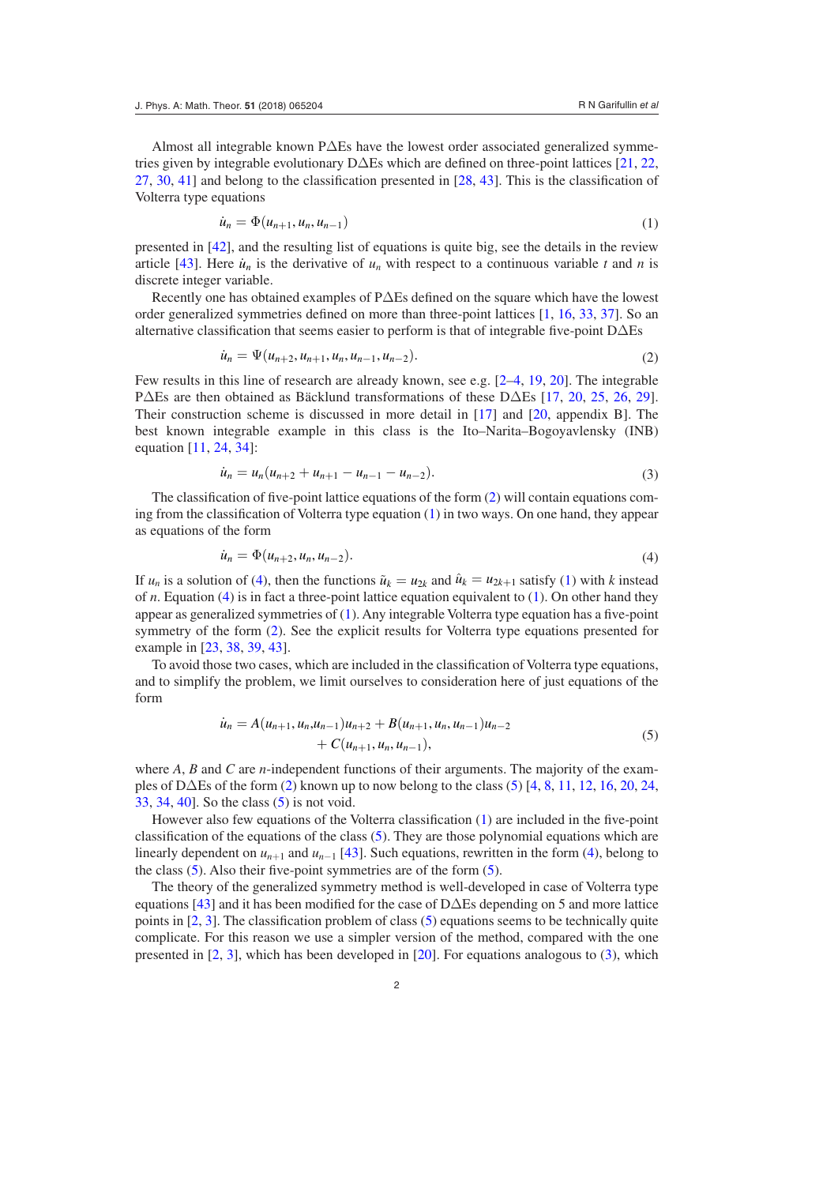Almost all integrable known P∆Es have the lowest order associated generalized symmetries given by integrable evolutionary D∆Es which are defined on three-point lattices [21, 22, 27, 30, 41] and belong to the classification presented in [28, 43]. This is the classification of Volterra type equations

$$\dot{u}_n = \Phi(u_{n+1}, u_n, u_{n-1}) \tag{1}$$

presented in [42], and the resulting list of equations is quite big, see the details in the review article [43]. Here $\dot{u}_n$ is the derivative of $u_n$ with respect to a continuous variable $t$ and $n$ is discrete integer variable.

Recently one has obtained examples of P∆Es defined on the square which have the lowest order generalized symmetries defined on more than three-point lattices [1, 16, 33, 37]. So an alternative classification that seems easier to perform is that of integrable five-point D∆Es

$$\dot{u}_n = \Psi(u_{n+2}, u_{n+1}, u_n, u_{n-1}, u_{n-2}). \tag{2}$$

Few results in this line of research are already known, see e.g. [2–4, 19, 20]. The integrable P∆Es are then obtained as Bäcklund transformations of these D∆Es [17, 20, 25, 26, 29]. Their construction scheme is discussed in more detail in [17] and [20, appendix B]. The best known integrable example in this class is the Ito–Narita–Bogoyavlensky (INB) equation [11, 24, 34]:

$$\dot{u}_n = u_n(u_{n+2} + u_{n+1} - u_{n-1} - u_{n-2}). \tag{3}$$

The classification of five-point lattice equations of the form (2) will contain equations coming from the classification of Volterra type equation (1) in two ways. On one hand, they appear as equations of the form

$$\dot{u}_n = \Phi(u_{n+2}, u_n, u_{n-2}). \tag{4}$$

If $u_n$ is a solution of (4), then the functions $\tilde{u}_k = u_{2k}$ and $\hat{u}_k = u_{2k+1}$ satisfy (1) with $k$ instead of $n$. Equation (4) is in fact a three-point lattice equation equivalent to (1). On other hand they appear as generalized symmetries of (1). Any integrable Volterra type equation has a five-point symmetry of the form (2). See the explicit results for Volterra type equations presented for example in [23, 38, 39, 43].

To avoid those two cases, which are included in the classification of Volterra type equations, and to simplify the problem, we limit ourselves to consideration here of just equations of the form

$$\begin{aligned}\dot{u}_n = A(u_{n+1}, u_n, u_{n-1})u_{n+2} + B(u_{n+1}, u_n, u_{n-1})u_{n-2} \\ + C(u_{n+1}, u_n, u_{n-1}),\end{aligned} \tag{5}$$

where $A$, $B$ and $C$ are $n$-independent functions of their arguments. The majority of the examples of D∆Es of the form (2) known up to now belong to the class (5) [4, 8, 11, 12, 16, 20, 24, 33, 34, 40]. So the class (5) is not void.

However also few equations of the Volterra classification (1) are included in the five-point classification of the equations of the class (5). They are those polynomial equations which are linearly dependent on $u_{n+1}$ and $u_{n-1}$ [43]. Such equations, rewritten in the form (4), belong to the class (5). Also their five-point symmetries are of the form (5).

The theory of the generalized symmetry method is well-developed in case of Volterra type equations [43] and it has been modified for the case of D∆Es depending on 5 and more lattice points in [2, 3]. The classification problem of class (5) equations seems to be technically quite complicate. For this reason we use a simpler version of the method, compared with the one presented in [2, 3], which has been developed in [20]. For equations analogous to (3), which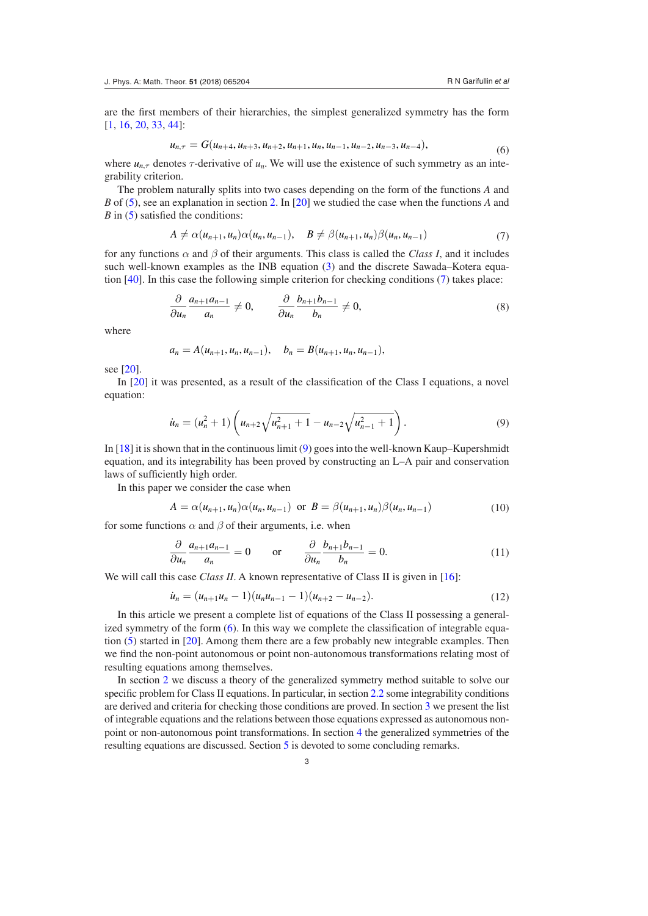are the first members of their hierarchies, the simplest generalized symmetry has the form [1, 16, 20, 33, 44]:

$$u_{n,\tau} = G(u_{n+4}, u_{n+3}, u_{n+2}, u_{n+1}, u_n, u_{n-1}, u_{n-2}, u_{n-3}, u_{n-4}), \tag{6}$$

where $u_{n,\tau}$ denotes $\tau$-derivative of $u_n$. We will use the existence of such symmetry as an integrability criterion.

The problem naturally splits into two cases depending on the form of the functions $A$ and $B$ of (5), see an explanation in section 2. In [20] we studied the case when the functions $A$ and $B$ in (5) satisfied the conditions:

$$A \neq \alpha(u_{n+1}, u_n)\alpha(u_n, u_{n-1}), \quad B \neq \beta(u_{n+1}, u_n)\beta(u_n, u_{n-1}) \tag{7}$$

for any functions $\alpha$ and $\beta$ of their arguments. This class is called the *Class I*, and it includes such well-known examples as the INB equation (3) and the discrete Sawada–Kotera equation [40]. In this case the following simple criterion for checking conditions (7) takes place:

$$\frac{\partial}{\partial u_n} \frac{a_{n+1}a_{n-1}}{a_n} \neq 0, \qquad \frac{\partial}{\partial u_n} \frac{b_{n+1}b_{n-1}}{b_n} \neq 0, \tag{8}$$

where

$$a_n = A(u_{n+1}, u_n, u_{n-1}), \quad b_n = B(u_{n+1}, u_n, u_{n-1}),$$

see [20].

In [20] it was presented, as a result of the classification of the Class I equations, a novel equation:

$$\dot{u}_n = (u_n^2 + 1)\left(u_{n+2}\sqrt{u_{n+1}^2 + 1} - u_{n-2}\sqrt{u_{n-1}^2 + 1}\right). \tag{9}$$

In [18] it is shown that in the continuous limit (9) goes into the well-known Kaup–Kupershmidt equation, and its integrability has been proved by constructing an L–A pair and conservation laws of sufficiently high order.

In this paper we consider the case when

$$A = \alpha(u_{n+1}, u_n)\alpha(u_n, u_{n-1}) \;\text{ or }\; B = \beta(u_{n+1}, u_n)\beta(u_n, u_{n-1}) \tag{10}$$

for some functions $\alpha$ and $\beta$ of their arguments, i.e. when

$$\frac{\partial}{\partial u_n} \frac{a_{n+1}a_{n-1}}{a_n} = 0 \qquad \text{or} \qquad \frac{\partial}{\partial u_n} \frac{b_{n+1}b_{n-1}}{b_n} = 0. \tag{11}$$

We will call this case *Class II*. A known representative of Class II is given in [16]:

$$\dot{u}_n = (u_{n+1}u_n - 1)(u_n u_{n-1} - 1)(u_{n+2} - u_{n-2}). \tag{12}$$

In this article we present a complete list of equations of the Class II possessing a generalized symmetry of the form (6). In this way we complete the classification of integrable equation (5) started in [20]. Among them there are a few probably new integrable examples. Then we find the non-point autonomous or point non-autonomous transformations relating most of resulting equations among themselves.

In section 2 we discuss a theory of the generalized symmetry method suitable to solve our specific problem for Class II equations. In particular, in section 2.2 some integrability conditions are derived and criteria for checking those conditions are proved. In section 3 we present the list of integrable equations and the relations between those equations expressed as autonomous non-point or non-autonomous point transformations. In section 4 the generalized symmetries of the resulting equations are discussed. Section 5 is devoted to some concluding remarks.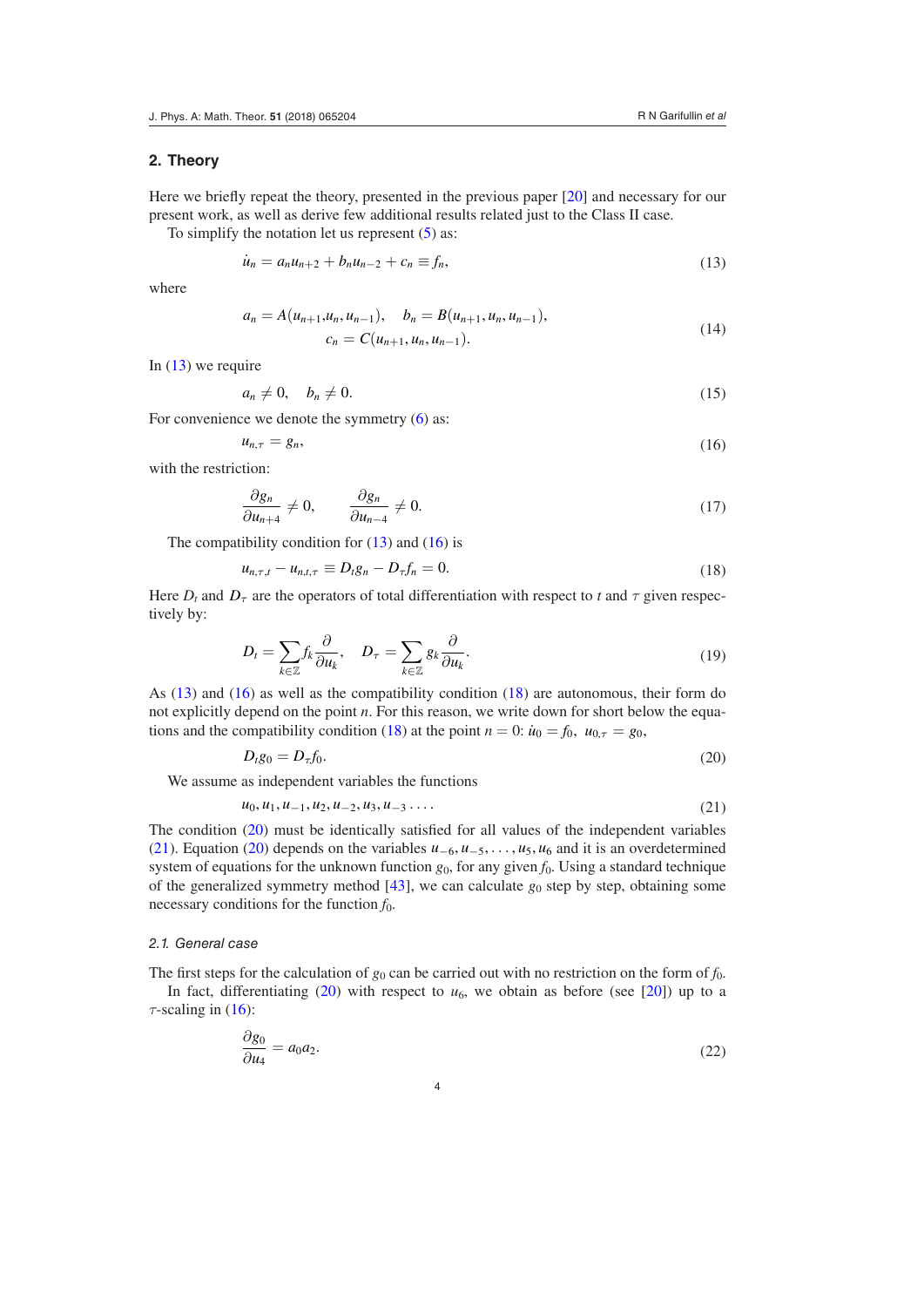## 2. Theory

Here we briefly repeat the theory, presented in the previous paper [20] and necessary for our present work, as well as derive few additional results related just to the Class II case.

To simplify the notation let us represent (5) as:

$$\dot{u}_n = a_n u_{n+2} + b_n u_{n-2} + c_n \equiv f_n, \tag{13}$$

where

$$a_n = A(u_{n+1}, u_n, u_{n-1}), \quad b_n = B(u_{n+1}, u_n, u_{n-1}),$$
$$c_n = C(u_{n+1}, u_n, u_{n-1}). \tag{14}$$

In (13) we require

$$a_n \neq 0, \quad b_n \neq 0. \tag{15}$$

For convenience we denote the symmetry (6) as:

$$u_{n,\tau} = g_n, \tag{16}$$

with the restriction:

$$\frac{\partial g_n}{\partial u_{n+4}} \neq 0, \qquad \frac{\partial g_n}{\partial u_{n-4}} \neq 0. \tag{17}$$

The compatibility condition for (13) and (16) is

$$u_{n,\tau,t} - u_{n,t,\tau} \equiv D_t g_n - D_\tau f_n = 0. \tag{18}$$

Here $D_t$ and $D_\tau$ are the operators of total differentiation with respect to $t$ and $\tau$ given respectively by:

$$D_t = \sum_{k \in \mathbb{Z}} f_k \frac{\partial}{\partial u_k}, \quad D_\tau = \sum_{k \in \mathbb{Z}} g_k \frac{\partial}{\partial u_k}. \tag{19}$$

As (13) and (16) as well as the compatibility condition (18) are autonomous, their form do not explicitly depend on the point $n$. For this reason, we write down for short below the equations and the compatibility condition (18) at the point $n = 0$: $\dot{u}_0 = f_0$, $u_{0,\tau} = g_0$,

$$D_t g_0 = D_\tau f_0. \tag{20}$$

We assume as independent variables the functions

$$u_0, u_1, u_{-1}, u_2, u_{-2}, u_3, u_{-3} \ldots. \tag{21}$$

The condition (20) must be identically satisfied for all values of the independent variables (21). Equation (20) depends on the variables $u_{-6}, u_{-5}, \ldots, u_5, u_6$ and it is an overdetermined system of equations for the unknown function $g_0$, for any given $f_0$. Using a standard technique of the generalized symmetry method [43], we can calculate $g_0$ step by step, obtaining some necessary conditions for the function $f_0$.

### 2.1. General case

The first steps for the calculation of $g_0$ can be carried out with no restriction on the form of $f_0$.

In fact, differentiating (20) with respect to $u_6$, we obtain as before (see [20]) up to a $\tau$-scaling in (16):

$$\frac{\partial g_0}{\partial u_4} = a_0 a_2. \tag{22}$$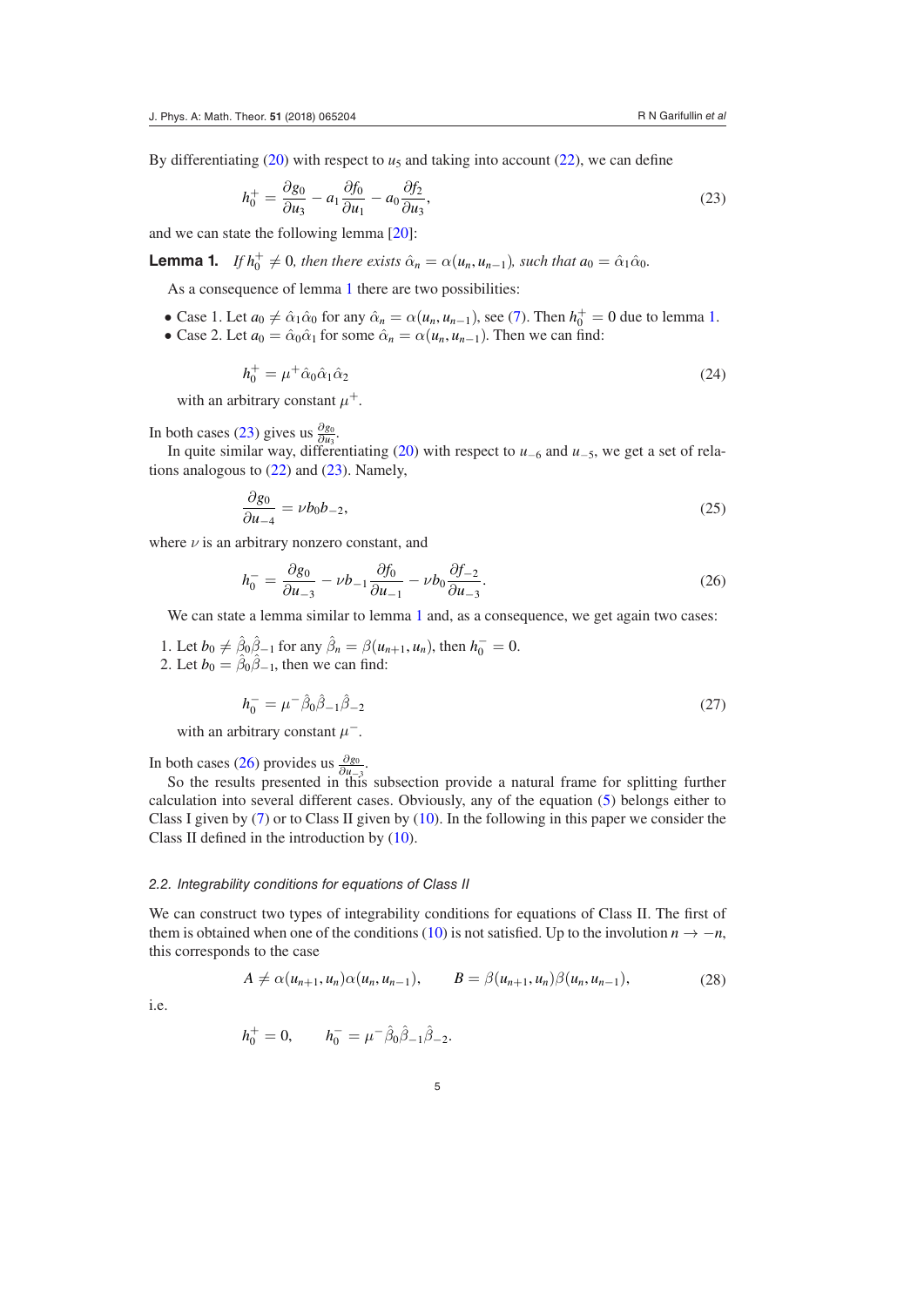By differentiating (20) with respect to $u_5$ and taking into account (22), we can define

$$h_0^+ = \frac{\partial g_0}{\partial u_3} - a_1 \frac{\partial f_0}{\partial u_1} - a_0 \frac{\partial f_2}{\partial u_3}, \tag{23}$$

and we can state the following lemma [20]:

**Lemma 1.** *If $h_0^+ \neq 0$, then there exists $\hat{\alpha}_n = \alpha(u_n, u_{n-1})$, such that $a_0 = \hat{\alpha}_1 \hat{\alpha}_0$.*

As a consequence of lemma 1 there are two possibilities:

- Case 1. Let $a_0 \neq \hat{\alpha}_1 \hat{\alpha}_0$ for any $\hat{\alpha}_n = \alpha(u_n, u_{n-1})$, see (7). Then $h_0^+ = 0$ due to lemma 1.
- Case 2. Let $a_0 = \hat{\alpha}_0 \hat{\alpha}_1$ for some $\hat{\alpha}_n = \alpha(u_n, u_{n-1})$. Then we can find:

$$h_0^+ = \mu^+ \hat{\alpha}_0 \hat{\alpha}_1 \hat{\alpha}_2 \tag{24}$$

with an arbitrary constant $\mu^+$.

In both cases (23) gives us $\frac{\partial g_0}{\partial u_3}$.

In quite similar way, differentiating (20) with respect to $u_{-6}$ and $u_{-5}$, we get a set of relations analogous to (22) and (23). Namely,

$$\frac{\partial g_0}{\partial u_{-4}} = \nu b_0 b_{-2}, \tag{25}$$

where $\nu$ is an arbitrary nonzero constant, and

$$h_0^- = \frac{\partial g_0}{\partial u_{-3}} - \nu b_{-1} \frac{\partial f_0}{\partial u_{-1}} - \nu b_0 \frac{\partial f_{-2}}{\partial u_{-3}}. \tag{26}$$

We can state a lemma similar to lemma 1 and, as a consequence, we get again two cases:

1. Let $b_0 \neq \hat{\beta}_0 \hat{\beta}_{-1}$ for any $\hat{\beta}_n = \beta(u_{n+1}, u_n)$, then $h_0^- = 0$.
2. Let $b_0 = \hat{\beta}_0 \hat{\beta}_{-1}$, then we can find:

$$h_0^- = \mu^- \hat{\beta}_0 \hat{\beta}_{-1} \hat{\beta}_{-2} \tag{27}$$

with an arbitrary constant $\mu^-$.

In both cases (26) provides us $\frac{\partial g_0}{\partial u_{-3}}$.

So the results presented in this subsection provide a natural frame for splitting further calculation into several different cases. Obviously, any of the equation (5) belongs either to Class I given by (7) or to Class II given by (10). In the following in this paper we consider the Class II defined in the introduction by (10).

### 2.2. Integrability conditions for equations of Class II

We can construct two types of integrability conditions for equations of Class II. The first of them is obtained when one of the conditions (10) is not satisfied. Up to the involution $n \to -n$, this corresponds to the case

$$A \neq \alpha(u_{n+1}, u_n) \alpha(u_n, u_{n-1}), \qquad B = \beta(u_{n+1}, u_n) \beta(u_n, u_{n-1}), \tag{28}$$

i.e.

$$h_0^+ = 0, \qquad h_0^- = \mu^- \hat{\beta}_0 \hat{\beta}_{-1} \hat{\beta}_{-2}.$$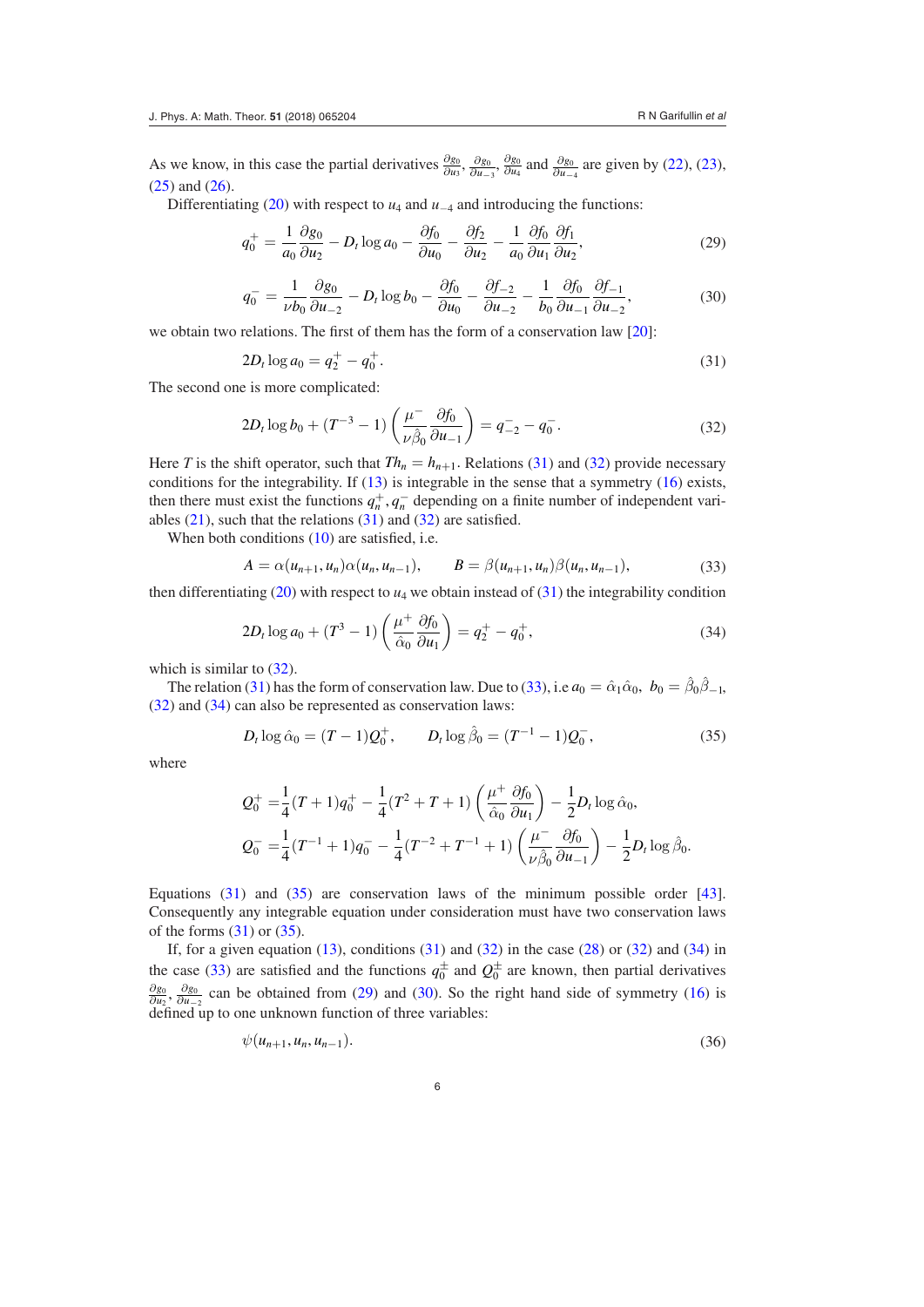As we know, in this case the partial derivatives $\frac{\partial g_0}{\partial u_3}$, $\frac{\partial g_0}{\partial u_{-3}}$, $\frac{\partial g_0}{\partial u_4}$ and $\frac{\partial g_0}{\partial u_{-4}}$ are given by (22), (23), (25) and (26).

Differentiating (20) with respect to $u_4$ and $u_{-4}$ and introducing the functions:

$$q_0^+ = \frac{1}{a_0}\frac{\partial g_0}{\partial u_2} - D_t \log a_0 - \frac{\partial f_0}{\partial u_0} - \frac{\partial f_2}{\partial u_2} - \frac{1}{a_0}\frac{\partial f_0}{\partial u_1}\frac{\partial f_1}{\partial u_2}, \tag{29}$$

$$q_0^- = \frac{1}{\nu b_0}\frac{\partial g_0}{\partial u_{-2}} - D_t \log b_0 - \frac{\partial f_0}{\partial u_0} - \frac{\partial f_{-2}}{\partial u_{-2}} - \frac{1}{b_0}\frac{\partial f_0}{\partial u_{-1}}\frac{\partial f_{-1}}{\partial u_{-2}}, \tag{30}$$

we obtain two relations. The first of them has the form of a conservation law [20]:

$$2D_t \log a_0 = q_2^+ - q_0^+. \tag{31}$$

The second one is more complicated:

$$2D_t \log b_0 + (T^{-3} - 1)\left(\frac{\mu^-}{\nu \hat\beta_0}\frac{\partial f_0}{\partial u_{-1}}\right) = q_{-2}^- - q_0^-. \tag{32}$$

Here $T$ is the shift operator, such that $Th_n = h_{n+1}$. Relations (31) and (32) provide necessary conditions for the integrability. If (13) is integrable in the sense that a symmetry (16) exists, then there must exist the functions $q_n^+, q_n^-$ depending on a finite number of independent variables (21), such that the relations (31) and (32) are satisfied.

When both conditions (10) are satisfied, i.e.

$$A = \alpha(u_{n+1}, u_n)\alpha(u_n, u_{n-1}), \qquad B = \beta(u_{n+1}, u_n)\beta(u_n, u_{n-1}), \tag{33}$$

then differentiating (20) with respect to $u_4$ we obtain instead of (31) the integrability condition

$$2D_t \log a_0 + (T^3 - 1)\left(\frac{\mu^+}{\hat\alpha_0}\frac{\partial f_0}{\partial u_1}\right) = q_2^+ - q_0^+, \tag{34}$$

which is similar to (32).

The relation (31) has the form of conservation law. Due to (33), i.e $a_0 = \hat\alpha_1\hat\alpha_0$, $b_0 = \hat\beta_0\hat\beta_{-1}$, (32) and (34) can also be represented as conservation laws:

$$D_t \log \hat\alpha_0 = (T - 1)Q_0^+, \qquad D_t \log \hat\beta_0 = (T^{-1} - 1)Q_0^-, \tag{35}$$

where

$$Q_0^+ = \frac{1}{4}(T + 1)q_0^+ - \frac{1}{4}(T^2 + T + 1)\left(\frac{\mu^+}{\hat\alpha_0}\frac{\partial f_0}{\partial u_1}\right) - \frac{1}{2}D_t \log \hat\alpha_0,$$
$$Q_0^- = \frac{1}{4}(T^{-1} + 1)q_0^- - \frac{1}{4}(T^{-2} + T^{-1} + 1)\left(\frac{\mu^-}{\nu\hat\beta_0}\frac{\partial f_0}{\partial u_{-1}}\right) - \frac{1}{2}D_t \log \hat\beta_0.$$

Equations (31) and (35) are conservation laws of the minimum possible order [43]. Consequently any integrable equation under consideration must have two conservation laws of the forms (31) or (35).

If, for a given equation (13), conditions (31) and (32) in the case (28) or (32) and (34) in the case (33) are satisfied and the functions $q_0^\pm$ and $Q_0^\pm$ are known, then partial derivatives $\frac{\partial g_0}{\partial u_2}$, $\frac{\partial g_0}{\partial u_{-2}}$ can be obtained from (29) and (30). So the right hand side of symmetry (16) is defined up to one unknown function of three variables:

$$\psi(u_{n+1}, u_n, u_{n-1}). \tag{36}$$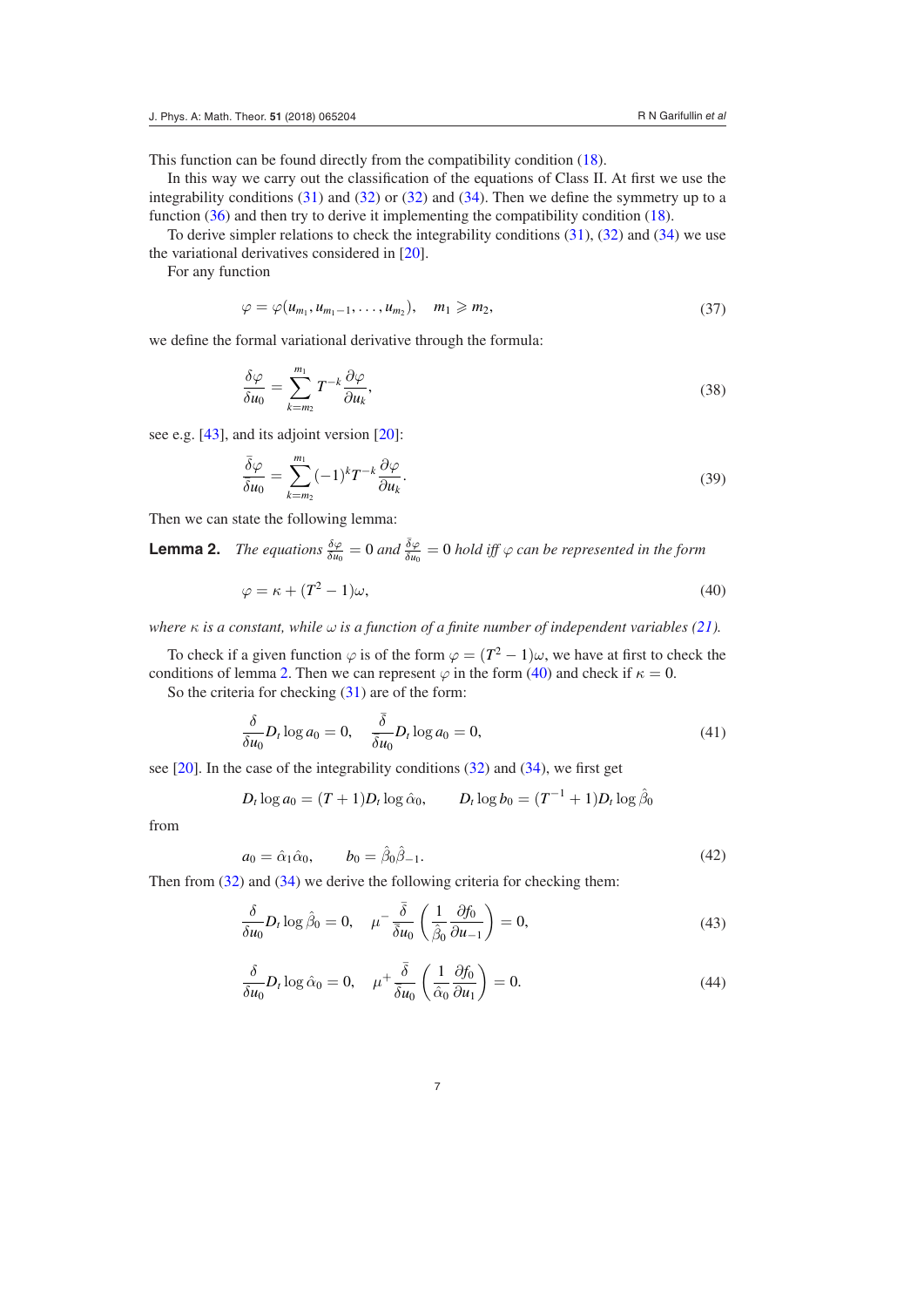This function can be found directly from the compatibility condition (18).

In this way we carry out the classification of the equations of Class II. At first we use the integrability conditions (31) and (32) or (32) and (34). Then we define the symmetry up to a function (36) and then try to derive it implementing the compatibility condition (18).

To derive simpler relations to check the integrability conditions (31), (32) and (34) we use the variational derivatives considered in [20].

For any function

$$\varphi = \varphi(u_{m_1}, u_{m_1-1}, \ldots, u_{m_2}), \quad m_1 \geqslant m_2, \tag{37}$$

we define the formal variational derivative through the formula:

$$\frac{\delta \varphi}{\delta u_0} = \sum_{k=m_2}^{m_1} T^{-k} \frac{\partial \varphi}{\partial u_k}, \tag{38}$$

see e.g. [43], and its adjoint version [20]:

$$\frac{\bar{\delta} \varphi}{\delta u_0} = \sum_{k=m_2}^{m_1} (-1)^k T^{-k} \frac{\partial \varphi}{\partial u_k}. \tag{39}$$

Then we can state the following lemma:

**Lemma 2.** *The equations* $\frac{\delta \varphi}{\delta u_0} = 0$ *and* $\frac{\bar{\delta} \varphi}{\delta u_0} = 0$ *hold iff* $\varphi$ *can be represented in the form*

$$\varphi = \kappa + (T^2 - 1)\omega, \tag{40}$$

*where* $\kappa$ *is a constant, while* $\omega$ *is a function of a finite number of independent variables (21).*

To check if a given function $\varphi$ is of the form $\varphi = (T^2 - 1)\omega$, we have at first to check the conditions of lemma 2. Then we can represent $\varphi$ in the form (40) and check if $\kappa = 0$.

So the criteria for checking (31) are of the form:

$$\frac{\delta}{\delta u_0} D_t \log a_0 = 0, \quad \frac{\bar{\delta}}{\delta u_0} D_t \log a_0 = 0, \tag{41}$$

see [20]. In the case of the integrability conditions (32) and (34), we first get

$$D_t \log a_0 = (T + 1) D_t \log \hat{\alpha}_0, \qquad D_t \log b_0 = (T^{-1} + 1) D_t \log \hat{\beta}_0$$

from

$$a_0 = \hat{\alpha}_1 \hat{\alpha}_0, \qquad b_0 = \hat{\beta}_0 \hat{\beta}_{-1}. \tag{42}$$

Then from (32) and (34) we derive the following criteria for checking them:

$$\frac{\delta}{\delta u_0} D_t \log \hat{\beta}_0 = 0, \quad \mu^- \frac{\bar{\delta}}{\delta u_0} \left( \frac{1}{\hat{\beta}_0} \frac{\partial f_0}{\partial u_{-1}} \right) = 0, \tag{43}$$

$$\frac{\delta}{\delta u_0} D_t \log \hat{\alpha}_0 = 0, \quad \mu^+ \frac{\bar{\delta}}{\delta u_0} \left( \frac{1}{\hat{\alpha}_0} \frac{\partial f_0}{\partial u_1} \right) = 0. \tag{44}$$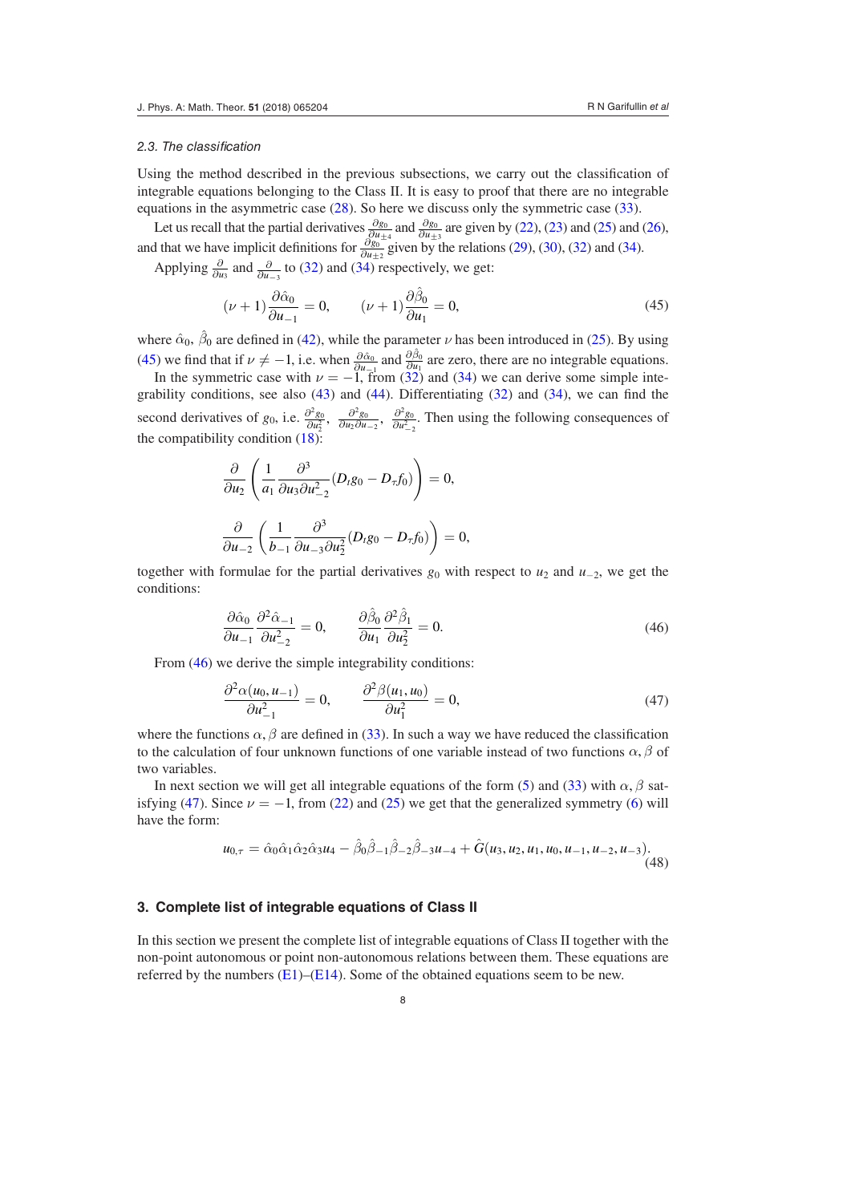### 2.3. The classification

Using the method described in the previous subsections, we carry out the classification of integrable equations belonging to the Class II. It is easy to proof that there are no integrable equations in the asymmetric case (28). So here we discuss only the symmetric case (33).

Let us recall that the partial derivatives $\frac{\partial g_0}{\partial u_{\pm 4}}$ and $\frac{\partial g_0}{\partial u_{\pm 3}}$ are given by (22), (23) and (25) and (26), and that we have implicit definitions for $\frac{\partial g_0}{\partial u_{\pm 2}}$ given by the relations (29), (30), (32) and (34).

Applying $\frac{\partial}{\partial u_3}$ and $\frac{\partial}{\partial u_{-3}}$ to (32) and (34) respectively, we get:

$$(\nu+1)\frac{\partial \hat{\alpha}_0}{\partial u_{-1}} = 0, \qquad (\nu+1)\frac{\partial \hat{\beta}_0}{\partial u_1} = 0, \tag{45}$$

where $\hat{\alpha}_0$, $\hat{\beta}_0$ are defined in (42), while the parameter $\nu$ has been introduced in (25). By using (45) we find that if $\nu \neq -1$, i.e. when $\frac{\partial \hat{\alpha}_0}{\partial u_{-1}}$ and $\frac{\partial \hat{\beta}_0}{\partial u_1}$ are zero, there are no integrable equations.

In the symmetric case with $\nu = -1$, from (32) and (34) we can derive some simple integrability conditions, see also (43) and (44). Differentiating (32) and (34), we can find the second derivatives of $g_0$, i.e. $\frac{\partial^2 g_0}{\partial u_2^2}$, $\frac{\partial^2 g_0}{\partial u_2 \partial u_{-2}}$, $\frac{\partial^2 g_0}{\partial u_{-2}^2}$. Then using the following consequences of the compatibility condition (18):

$$\frac{\partial}{\partial u_2}\left(\frac{1}{a_1}\frac{\partial^3}{\partial u_3 \partial u_{-2}^2}(D_t g_0 - D_\tau f_0)\right) = 0,$$

$$\frac{\partial}{\partial u_{-2}}\left(\frac{1}{b_{-1}}\frac{\partial^3}{\partial u_{-3} \partial u_2^2}(D_t g_0 - D_\tau f_0)\right) = 0,$$

together with formulae for the partial derivatives $g_0$ with respect to $u_2$ and $u_{-2}$, we get the conditions:

$$\frac{\partial \hat{\alpha}_0}{\partial u_{-1}}\frac{\partial^2 \hat{\alpha}_{-1}}{\partial u_{-2}^2} = 0, \qquad \frac{\partial \hat{\beta}_0}{\partial u_1}\frac{\partial^2 \hat{\beta}_1}{\partial u_2^2} = 0. \tag{46}$$

From (46) we derive the simple integrability conditions:

$$\frac{\partial^2 \alpha(u_0, u_{-1})}{\partial u_{-1}^2} = 0, \qquad \frac{\partial^2 \beta(u_1, u_0)}{\partial u_1^2} = 0, \tag{47}$$

where the functions $\alpha, \beta$ are defined in (33). In such a way we have reduced the classification to the calculation of four unknown functions of one variable instead of two functions $\alpha, \beta$ of two variables.

In next section we will get all integrable equations of the form (5) and (33) with $\alpha, \beta$ satisfying (47). Since $\nu = -1$, from (22) and (25) we get that the generalized symmetry (6) will have the form:

$$u_{0,\tau} = \hat{\alpha}_0\hat{\alpha}_1\hat{\alpha}_2\hat{\alpha}_3 u_4 - \hat{\beta}_0\hat{\beta}_{-1}\hat{\beta}_{-2}\hat{\beta}_{-3}u_{-4} + \hat{G}(u_3, u_2, u_1, u_0, u_{-1}, u_{-2}, u_{-3}). \tag{48}$$

## 3. Complete list of integrable equations of Class II

In this section we present the complete list of integrable equations of Class II together with the non-point autonomous or point non-autonomous relations between them. These equations are referred by the numbers (E1)–(E14). Some of the obtained equations seem to be new.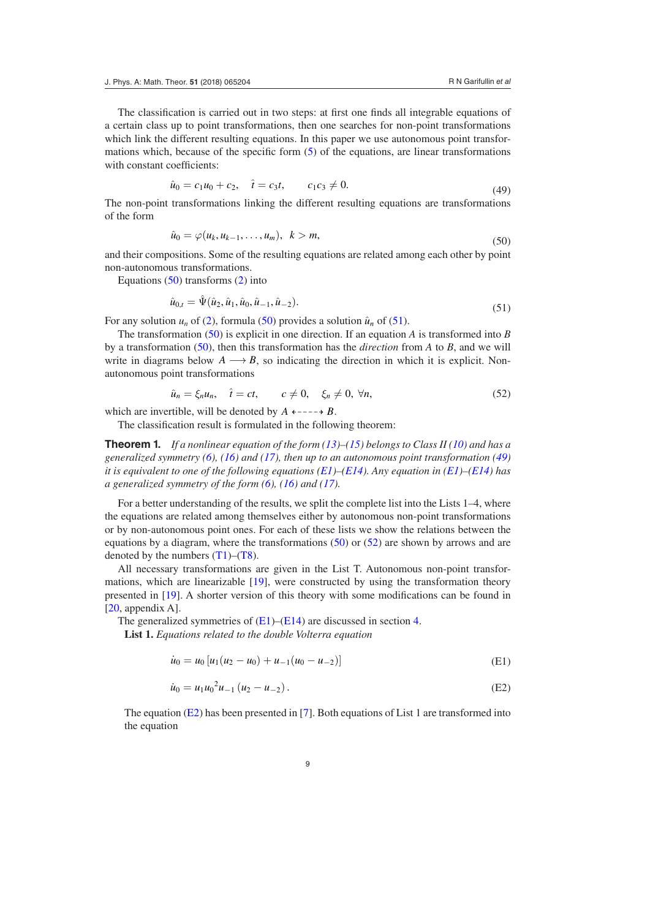The classification is carried out in two steps: at first one finds all integrable equations of a certain class up to point transformations, then one searches for non-point transformations which link the different resulting equations. In this paper we use autonomous point transformations which, because of the specific form (5) of the equations, are linear transformations with constant coefficients:

$$\hat{u}_0 = c_1 u_0 + c_2, \quad \hat{t} = c_3 t, \qquad c_1 c_3 \neq 0. \tag{49}$$

The non-point transformations linking the different resulting equations are transformations of the form

$$\hat{u}_0 = \varphi(u_k, u_{k-1}, \ldots, u_m), \;\; k > m, \tag{50}$$

and their compositions. Some of the resulting equations are related among each other by point non-autonomous transformations.

Equations (50) transforms (2) into

$$\hat{u}_{0,t} = \hat{\Psi}(\hat{u}_2, \hat{u}_1, \hat{u}_0, \hat{u}_{-1}, \hat{u}_{-2}). \tag{51}$$

For any solution $u_n$ of (2), formula (50) provides a solution $\hat{u}_n$ of (51).

The transformation (50) is explicit in one direction. If an equation $A$ is transformed into $B$ by a transformation (50), then this transformation has the *direction* from $A$ to $B$, and we will write in diagrams below $A \longrightarrow B$, so indicating the direction in which it is explicit. Non-autonomous point transformations

$$\hat{u}_n = \xi_n u_n, \quad \hat{t} = ct, \qquad c \neq 0, \quad \xi_n \neq 0, \; \forall n, \tag{52}$$

which are invertible, will be denoted by $A \dashleftarrow\!\!\dashrightarrow B$.

The classification result is formulated in the following theorem:

**Theorem 1.** *If a nonlinear equation of the form (13)–(15) belongs to Class II (10) and has a generalized symmetry (6), (16) and (17), then up to an autonomous point transformation (49) it is equivalent to one of the following equations (E1)–(E14). Any equation in (E1)–(E14) has a generalized symmetry of the form (6), (16) and (17).*

For a better understanding of the results, we split the complete list into the Lists 1–4, where the equations are related among themselves either by autonomous non-point transformations or by non-autonomous point ones. For each of these lists we show the relations between the equations by a diagram, where the transformations (50) or (52) are shown by arrows and are denoted by the numbers (T1)–(T8).

All necessary transformations are given in the List T. Autonomous non-point transformations, which are linearizable [19], were constructed by using the transformation theory presented in [19]. A shorter version of this theory with some modifications can be found in [20, appendix A].

The generalized symmetries of (E1)–(E14) are discussed in section 4.

**List 1.** *Equations related to the double Volterra equation*

$$\dot{u}_0 = u_0 \left[u_1(u_2 - u_0) + u_{-1}(u_0 - u_{-2})\right] \tag{E1}$$

$$\dot{u}_0 = u_1 {u_0}^2 u_{-1} \left(u_2 - u_{-2}\right). \tag{E2}$$

The equation (E2) has been presented in [7]. Both equations of List 1 are transformed into the equation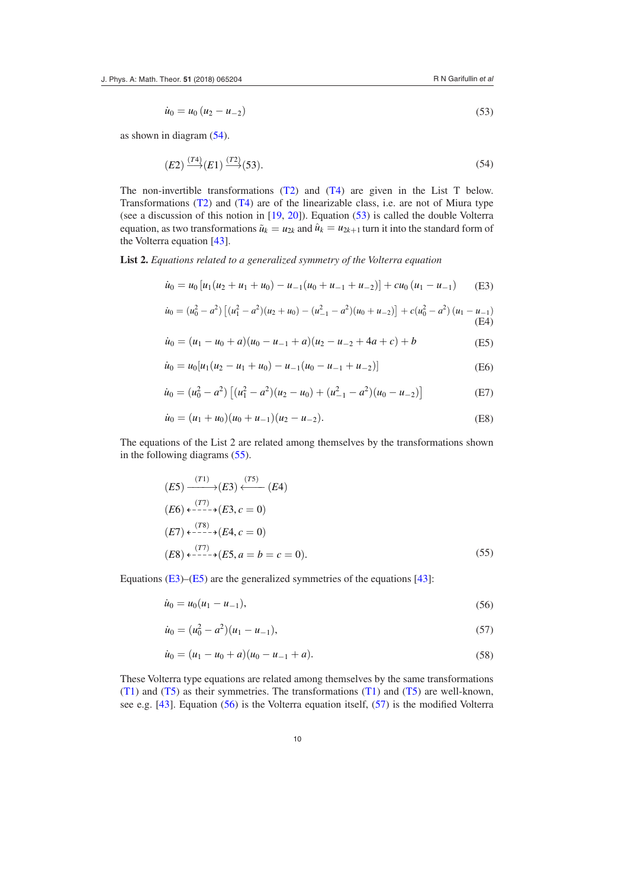$$\dot{u}_0 = u_0 \,(u_2 - u_{-2}) \tag{53}$$

as shown in diagram (54).

$$(E2) \xrightarrow{(T4)} (E1) \xrightarrow{(T2)} (53). \tag{54}$$

The non-invertible transformations (T2) and (T4) are given in the List T below. Transformations (T2) and (T4) are of the linearizable class, i.e. are not of Miura type (see a discussion of this notion in [19, 20]). Equation (53) is called the double Volterra equation, as two transformations $\tilde{u}_k = u_{2k}$ and $\hat{u}_k = u_{2k+1}$ turn it into the standard form of the Volterra equation [43].

**List 2.** *Equations related to a generalized symmetry of the Volterra equation*

$$\dot{u}_0 = u_0 \left[u_1(u_2 + u_1 + u_0) - u_{-1}(u_0 + u_{-1} + u_{-2})\right] + cu_0\,(u_1 - u_{-1}) \tag{E3}$$

$$\dot{u}_0 = (u_0^2 - a^2)\left[(u_1^2 - a^2)(u_2 + u_0) - (u_{-1}^2 - a^2)(u_0 + u_{-2})\right] + c(u_0^2 - a^2)\,(u_1 - u_{-1}) \tag{E4}$$

$$\dot{u}_0 = (u_1 - u_0 + a)(u_0 - u_{-1} + a)(u_2 - u_{-2} + 4a + c) + b \tag{E5}$$

$$\dot{u}_0 = u_0[u_1(u_2 - u_1 + u_0) - u_{-1}(u_0 - u_{-1} + u_{-2})] \tag{E6}$$

$$\dot{u}_0 = (u_0^2 - a^2)\left[(u_1^2 - a^2)(u_2 - u_0) + (u_{-1}^2 - a^2)(u_0 - u_{-2})\right] \tag{E7}$$

$$\dot{u}_0 = (u_1 + u_0)(u_0 + u_{-1})(u_2 - u_{-2}). \tag{E8}$$

The equations of the List 2 are related among themselves by the transformations shown in the following diagrams (55).

$$\begin{aligned}
&(E5) \xrightarrow{(T1)} (E3) \xleftarrow{(T5)} (E4)\\
&(E6) \overset{(T7)}{\longleftrightarrow} (E3, c = 0)\\
&(E7) \overset{(T8)}{\longleftrightarrow} (E4, c = 0)\\
&(E8) \overset{(T7)}{\longleftrightarrow} (E5, a = b = c = 0).
\end{aligned} \tag{55}$$

Equations (E3)–(E5) are the generalized symmetries of the equations [43]:

$$\dot{u}_0 = u_0(u_1 - u_{-1}), \tag{56}$$

$$\dot{u}_0 = (u_0^2 - a^2)(u_1 - u_{-1}), \tag{57}$$

$$\dot{u}_0 = (u_1 - u_0 + a)(u_0 - u_{-1} + a). \tag{58}$$

These Volterra type equations are related among themselves by the same transformations (T1) and (T5) as their symmetries. The transformations (T1) and (T5) are well-known, see e.g. [43]. Equation (56) is the Volterra equation itself, (57) is the modified Volterra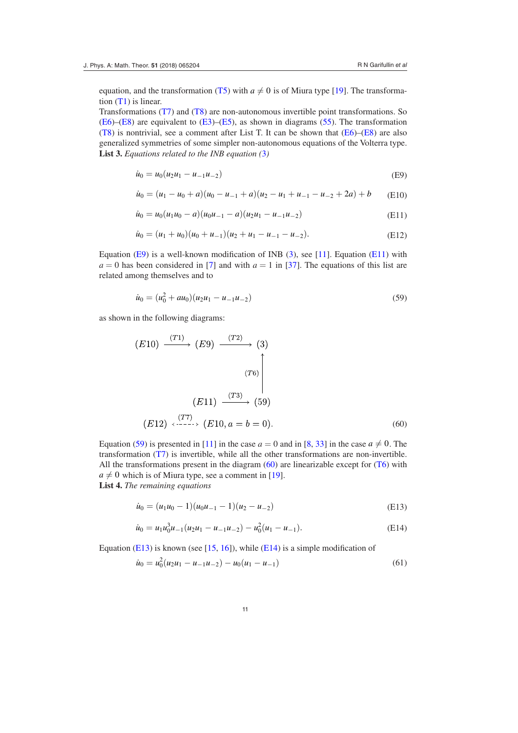equation, and the transformation (T5) with $a \neq 0$ is of Miura type [19]. The transformation (T1) is linear.

Transformations (T7) and (T8) are non-autonomous invertible point transformations. So (E6)–(E8) are equivalent to (E3)–(E5), as shown in diagrams (55). The transformation (T8) is nontrivial, see a comment after List T. It can be shown that (E6)–(E8) are also generalized symmetries of some simpler non-autonomous equations of the Volterra type.

**List 3.** *Equations related to the INB equation (3)*

$$\dot{u}_0 = u_0(u_2 u_1 - u_{-1}u_{-2}) \tag{E9}$$

$$\dot{u}_0 = (u_1 - u_0 + a)(u_0 - u_{-1} + a)(u_2 - u_1 + u_{-1} - u_{-2} + 2a) + b \tag{E10}$$

$$\dot{u}_0 = u_0(u_1 u_0 - a)(u_0 u_{-1} - a)(u_2 u_1 - u_{-1}u_{-2}) \tag{E11}$$

$$\dot{u}_0 = (u_1 + u_0)(u_0 + u_{-1})(u_2 + u_1 - u_{-1} - u_{-2}). \tag{E12}$$

Equation (E9) is a well-known modification of INB (3), see [11]. Equation (E11) with $a = 0$ has been considered in [7] and with $a = 1$ in [37]. The equations of this list are related among themselves and to

$$\dot{u}_0 = (u_0^2 + a u_0)(u_2 u_1 - u_{-1}u_{-2}) \tag{59}$$

as shown in the following diagrams:

$$\begin{array}{ccccc}
(E10) & \xrightarrow{(T1)} & (E9) & \xrightarrow{(T2)} & (3) \\
 & & & & \uparrow{\scriptstyle (T6)} \\
 & & (E11) & \xrightarrow{(T3)} & (59)
\end{array}$$

$$(E12) \overset{(T7)}{\longleftrightarrow} (E10, a = b = 0). \tag{60}$$

Equation (59) is presented in [11] in the case $a = 0$ and in [8, 33] in the case $a \neq 0$. The transformation (T7) is invertible, while all the other transformations are non-invertible. All the transformations present in the diagram (60) are linearizable except for (T6) with $a \neq 0$ which is of Miura type, see a comment in [19].

**List 4.** *The remaining equations*

$$\dot{u}_0 = (u_1 u_0 - 1)(u_0 u_{-1} - 1)(u_2 - u_{-2}) \tag{E13}$$

$$\dot{u}_0 = u_1 u_0^3 u_{-1}(u_2 u_1 - u_{-1}u_{-2}) - u_0^2(u_1 - u_{-1}). \tag{E14}$$

Equation (E13) is known (see [15, 16]), while (E14) is a simple modification of

$$\dot{u}_0 = u_0^2(u_2 u_1 - u_{-1}u_{-2}) - u_0(u_1 - u_{-1}) \tag{61}$$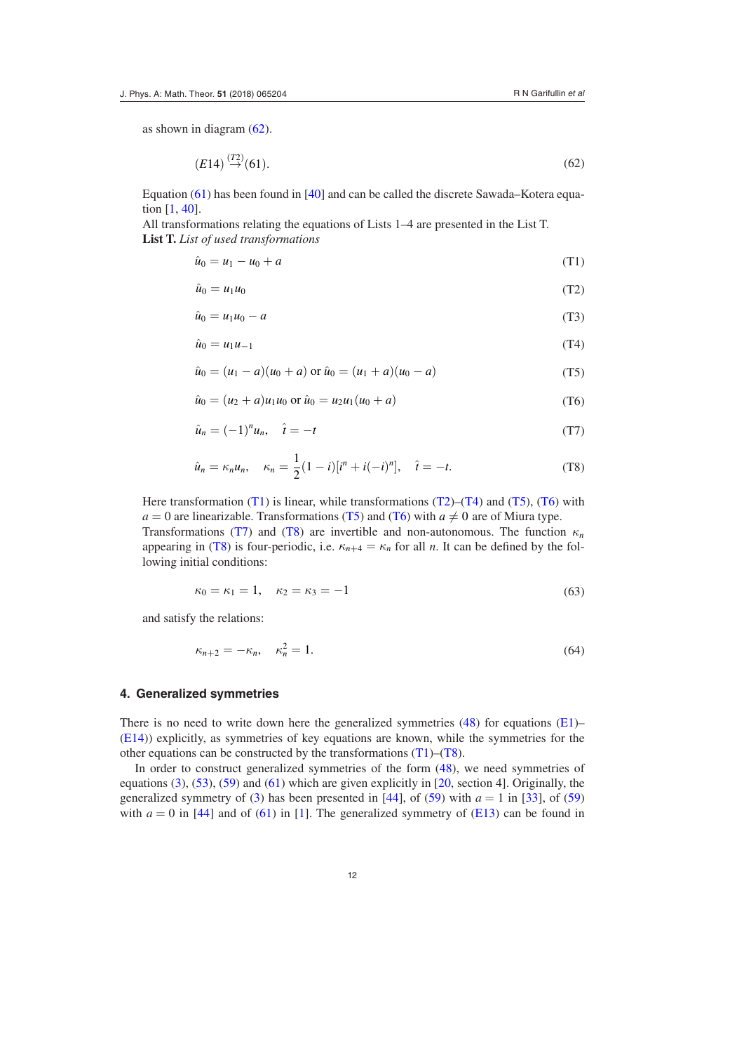as shown in diagram (62).

$$(E14) \stackrel{(T2)}{\to} (61). \tag{62}$$

Equation (61) has been found in [40] and can be called the discrete Sawada–Kotera equation [1, 40].

All transformations relating the equations of Lists 1–4 are presented in the List T.

**List T.** *List of used transformations*

$$\hat{u}_0 = u_1 - u_0 + a \tag{T1}$$

$$\hat{u}_0 = u_1 u_0 \tag{T2}$$

$$\hat{u}_0 = u_1 u_0 - a \tag{T3}$$

$$\hat{u}_0 = u_1 u_{-1} \tag{T4}$$

$$\hat{u}_0 = (u_1 - a)(u_0 + a) \text{ or } \hat{u}_0 = (u_1 + a)(u_0 - a) \tag{T5}$$

$$\hat{u}_0 = (u_2 + a)u_1 u_0 \text{ or } \hat{u}_0 = u_2 u_1 (u_0 + a) \tag{T6}$$

$$\hat{u}_n = (-1)^n u_n, \quad \hat{t} = -t \tag{T7}$$

$$\hat{u}_n = \kappa_n u_n, \quad \kappa_n = \frac{1}{2}(1 - i)[i^n + i(-i)^n], \quad \hat{t} = -t. \tag{T8}$$

Here transformation (T1) is linear, while transformations (T2)–(T4) and (T5), (T6) with $a = 0$ are linearizable. Transformations (T5) and (T6) with $a \neq 0$ are of Miura type. Transformations (T7) and (T8) are invertible and non-autonomous. The function $\kappa_n$ appearing in (T8) is four-periodic, i.e. $\kappa_{n+4} = \kappa_n$ for all $n$. It can be defined by the following initial conditions:

$$\kappa_0 = \kappa_1 = 1, \quad \kappa_2 = \kappa_3 = -1 \tag{63}$$

and satisfy the relations:

$$\kappa_{n+2} = -\kappa_n, \quad \kappa_n^2 = 1. \tag{64}$$

## 4. Generalized symmetries

There is no need to write down here the generalized symmetries (48) for equations (E1)–(E14)) explicitly, as symmetries of key equations are known, while the symmetries for the other equations can be constructed by the transformations (T1)–(T8).

In order to construct generalized symmetries of the form (48), we need symmetries of equations (3), (53), (59) and (61) which are given explicitly in [20, section 4]. Originally, the generalized symmetry of (3) has been presented in [44], of (59) with $a = 1$ in [33], of (59) with $a = 0$ in [44] and of (61) in [1]. The generalized symmetry of (E13) can be found in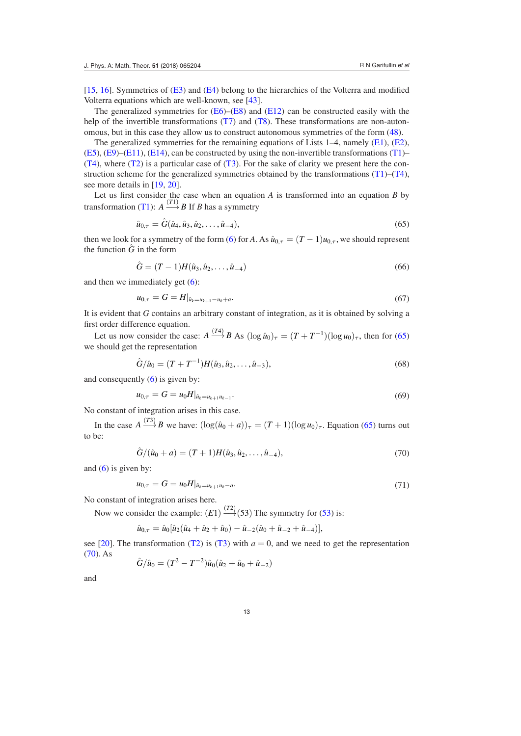[15, 16]. Symmetries of (E3) and (E4) belong to the hierarchies of the Volterra and modified Volterra equations which are well-known, see [43].

The generalized symmetries for (E6)–(E8) and (E12) can be constructed easily with the help of the invertible transformations (T7) and (T8). These transformations are non-autonomous, but in this case they allow us to construct autonomous symmetries of the form (48).

The generalized symmetries for the remaining equations of Lists 1–4, namely (E1), (E2), (E5), (E9)–(E11), (E14), can be constructed by using the non-invertible transformations (T1)–(T4), where (T2) is a particular case of (T3). For the sake of clarity we present here the construction scheme for the generalized symmetries obtained by the transformations (T1)–(T4), see more details in [19, 20].

Let us first consider the case when an equation $A$ is transformed into an equation $B$ by transformation (T1): $A \xrightarrow{(T1)} B$ If $B$ has a symmetry

$$\hat{u}_{0,\tau} = \hat{G}(\hat{u}_4, \hat{u}_3, \hat{u}_2, \ldots, \hat{u}_{-4}), \tag{65}$$

then we look for a symmetry of the form (6) for $A$. As $\hat{u}_{0,\tau} = (T-1)u_{0,\tau}$, we should represent the function $\hat{G}$ in the form

$$\hat{G} = (T-1)H(\hat{u}_3, \hat{u}_2, \ldots, \hat{u}_{-4}) \tag{66}$$

and then we immediately get (6):

$$u_{0,\tau} = G = H|_{\hat{u}_k = u_{k+1} - u_k + a}. \tag{67}$$

It is evident that $G$ contains an arbitrary constant of integration, as it is obtained by solving a first order difference equation.

Let us now consider the case: $A \xrightarrow{(T4)} B$ As $(\log \hat{u}_0)_\tau = (T + T^{-1})(\log u_0)_\tau$, then for (65) we should get the representation

$$\hat{G}/\hat{u}_0 = (T + T^{-1})H(\hat{u}_3, \hat{u}_2, \ldots, \hat{u}_{-3}), \tag{68}$$

and consequently (6) is given by:

$$u_{0,\tau} = G = u_0 H|_{\hat{u}_k = u_{k+1} u_{k-1}}. \tag{69}$$

No constant of integration arises in this case.

In the case $A \xrightarrow{(T3)} B$ we have: $(\log(\hat{u}_0 + a))_\tau = (T+1)(\log u_0)_\tau$. Equation (65) turns out to be:

$$\hat{G}/(\hat{u}_0 + a) = (T+1)H(\hat{u}_3, \hat{u}_2, \ldots, \hat{u}_{-4}), \tag{70}$$

and (6) is given by:

$$u_{0,\tau} = G = u_0 H|_{\hat{u}_k = u_{k+1} u_k - a}. \tag{71}$$

No constant of integration arises here.

Now we consider the example: $(E1) \xrightarrow{(T2)} (53)$ The symmetry for (53) is:

$$\hat{u}_{0,\tau} = \hat{u}_0[\hat{u}_2(\hat{u}_4 + \hat{u}_2 + \hat{u}_0) - \hat{u}_{-2}(\hat{u}_0 + \hat{u}_{-2} + \hat{u}_{-4})],$$

see [20]. The transformation (T2) is (T3) with $a = 0$, and we need to get the representation (70). As

$$\hat{G}/\hat{u}_0 = (T^2 - T^{-2})\hat{u}_0(\hat{u}_2 + \hat{u}_0 + \hat{u}_{-2})$$

and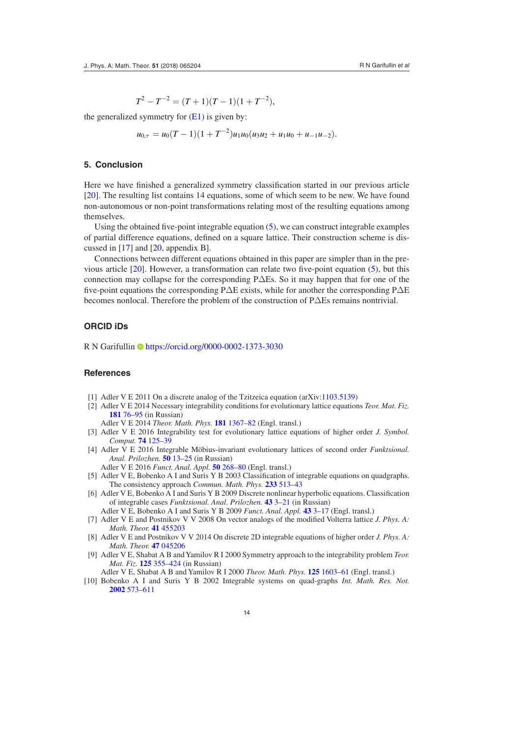$$T^2 - T^{-2} = (T+1)(T-1)(1+T^{-2}),$$

the generalized symmetry for (E1) is given by:

$$u_{0,\tau} = u_0(T-1)(1+T^{-2})u_1u_0(u_3u_2 + u_1u_0 + u_{-1}u_{-2}).$$

## 5. Conclusion

Here we have finished a generalized symmetry classification started in our previous article [20]. The resulting list contains 14 equations, some of which seem to be new. We have found non-autonomous or non-point transformations relating most of the resulting equations among themselves.

Using the obtained five-point integrable equation (5), we can construct integrable examples of partial difference equations, defined on a square lattice. Their construction scheme is discussed in [17] and [20, appendix B].

Connections between different equations obtained in this paper are simpler than in the previous article [20]. However, a transformation can relate two five-point equation (5), but this connection may collapse for the corresponding P$\Delta$Es. So it may happen that for one of the five-point equations the corresponding P$\Delta$E exists, while for another the corresponding P$\Delta$E becomes nonlocal. Therefore the problem of the construction of P$\Delta$Es remains nontrivial.

## ORCID iDs

R N Garifullin https://orcid.org/0000-0002-1373-3030

## References

[1] Adler V E 2011 On a discrete analog of the Tzitzeica equation (arXiv:1103.5139)

[2] Adler V E 2014 Necessary integrability conditions for evolutionary lattice equations *Teor. Mat. Fiz.* **181** 76–95 (in Russian)
Adler V E 2014 *Theor. Math. Phys.* **181** 1367–82 (Engl. transl.)

[3] Adler V E 2016 Integrability test for evolutionary lattice equations of higher order *J. Symbol. Comput.* **74** 125–39

[4] Adler V E 2016 Integrable Möbius-invariant evolutionary lattices of second order *Funktsional. Anal. Prilozhen.* **50** 13–25 (in Russian)
Adler V E 2016 *Funct. Anal. Appl.* **50** 268–80 (Engl. transl.)

[5] Adler V E, Bobenko A I and Suris Y B 2003 Classification of integrable equations on quadgraphs. The consistency approach *Commun. Math. Phys.* **233** 513–43

[6] Adler V E, Bobenko A I and Suris Y B 2009 Discrete nonlinear hyperbolic equations. Classification of integrable cases *Funktsional. Anal. Prilozhen.* **43** 3–21 (in Russian)
Adler V E, Bobenko A I and Suris Y B 2009 *Funct. Anal. Appl.* **43** 3–17 (Engl. transl.)

[7] Adler V E and Postnikov V V 2008 On vector analogs of the modified Volterra lattice *J. Phys. A: Math. Theor.* **41** 455203

[8] Adler V E and Postnikov V V 2014 On discrete 2D integrable equations of higher order *J. Phys. A: Math. Theor.* **47** 045206

[9] Adler V E, Shabat A B and Yamilov R I 2000 Symmetry approach to the integrability problem *Teor. Mat. Fiz.* **125** 355–424 (in Russian)
Adler V E, Shabat A B and Yamilov R I 2000 *Theor. Math. Phys.* **125** 1603–61 (Engl. transl.)

[10] Bobenko A I and Suris Y B 2002 Integrable systems on quad-graphs *Int. Math. Res. Not.* **2002** 573–611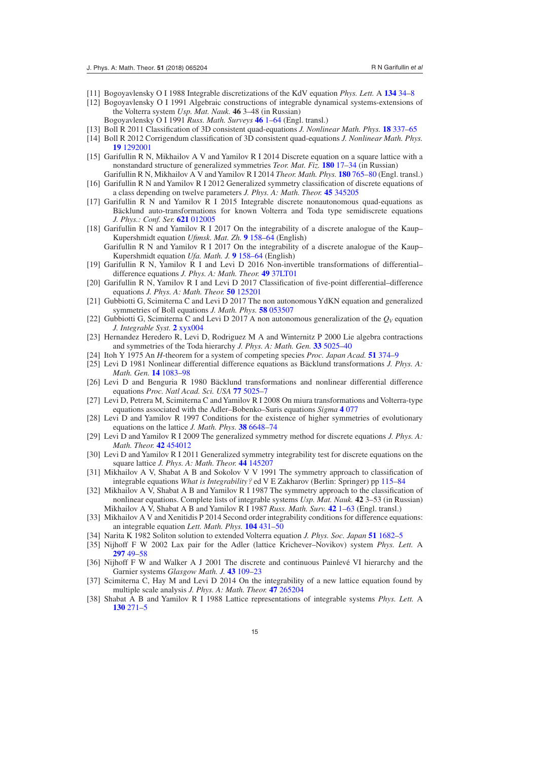[11] Bogoyavlensky O I 1988 Integrable discretizations of the KdV equation *Phys. Lett.* A **134** 34–8

[12] Bogoyavlensky O I 1991 Algebraic constructions of integrable dynamical systems-extensions of the Volterra system *Usp. Mat. Nauk.* **46** 3–48 (in Russian)
Bogoyavlensky O I 1991 *Russ. Math. Surveys* **46** 1–64 (Engl. transl.)

[13] Boll R 2011 Classification of 3D consistent quad-equations *J. Nonlinear Math. Phys.* **18** 337–65

[14] Boll R 2012 Corrigendum classification of 3D consistent quad-equations *J. Nonlinear Math. Phys.* **19** 1292001

[15] Garifullin R N, Mikhailov A V and Yamilov R I 2014 Discrete equation on a square lattice with a nonstandard structure of generalized symmetries *Teor. Mat. Fiz.* **180** 17–34 (in Russian)
Garifullin R N, Mikhailov A V and Yamilov R I 2014 *Theor. Math. Phys.* **180** 765–80 (Engl. transl.)

[16] Garifullin R N and Yamilov R I 2012 Generalized symmetry classification of discrete equations of a class depending on twelve parameters *J. Phys. A: Math. Theor.* **45** 345205

[17] Garifullin R N and Yamilov R I 2015 Integrable discrete nonautonomous quad-equations as Bäcklund auto-transformations for known Volterra and Toda type semidiscrete equations *J. Phys.: Conf. Ser.* **621** 012005

[18] Garifullin R N and Yamilov R I 2017 On the integrability of a discrete analogue of the Kaup–Kupershmidt equation *Ufimsk. Mat. Zh.* **9** 158–64 (English)
Garifullin R N and Yamilov R I 2017 On the integrability of a discrete analogue of the Kaup–Kupershmidt equation *Ufa. Math. J.* **9** 158–64 (English)

[19] Garifullin R N, Yamilov R I and Levi D 2016 Non-invertible transformations of differential–difference equations *J. Phys. A: Math. Theor.* **49** 37LT01

[20] Garifullin R N, Yamilov R I and Levi D 2017 Classification of five-point differential–difference equations *J. Phys. A: Math. Theor.* **50** 125201

[21] Gubbiotti G, Scimiterna C and Levi D 2017 The non autonomous YdKN equation and generalized symmetries of Boll equations *J. Math. Phys.* **58** 053507

[22] Gubbiotti G, Scimiterna C and Levi D 2017 A non autonomous generalization of the $Q_V$ equation *J. Integrable Syst.* **2** xyx004

[23] Hernandez Heredero R, Levi D, Rodriguez M A and Winternitz P 2000 Lie algebra contractions and symmetries of the Toda hierarchy *J. Phys. A: Math. Gen.* **33** 5025–40

[24] Itoh Y 1975 An *H*-theorem for a system of competing species *Proc. Japan Acad.* **51** 374–9

[25] Levi D 1981 Nonlinear differential difference equations as Bäcklund transformations *J. Phys. A: Math. Gen.* **14** 1083–98

[26] Levi D and Benguria R 1980 Bäcklund transformations and nonlinear differential difference equations *Proc. Natl Acad. Sci. USA* **77** 5025–7

[27] Levi D, Petrera M, Scimiterna C and Yamilov R I 2008 On miura transformations and Volterra-type equations associated with the Adler–Bobenko–Suris equations *Sigma* **4** 077

[28] Levi D and Yamilov R 1997 Conditions for the existence of higher symmetries of evolutionary equations on the lattice *J. Math. Phys.* **38** 6648–74

[29] Levi D and Yamilov R I 2009 The generalized symmetry method for discrete equations *J. Phys. A: Math. Theor.* **42** 454012

[30] Levi D and Yamilov R I 2011 Generalized symmetry integrability test for discrete equations on the square lattice *J. Phys. A: Math. Theor.* **44** 145207

[31] Mikhailov A V, Shabat A B and Sokolov V V 1991 The symmetry approach to classification of integrable equations *What is Integrability?* ed V E Zakharov (Berlin: Springer) pp 115–84

[32] Mikhailov A V, Shabat A B and Yamilov R I 1987 The symmetry approach to the classification of nonlinear equations. Complete lists of integrable systems *Usp. Mat. Nauk.* **42** 3–53 (in Russian)
Mikhailov A V, Shabat A B and Yamilov R I 1987 *Russ. Math. Surv.* **42** 1–63 (Engl. transl.)

[33] Mikhailov A V and Xenitidis P 2014 Second order integrability conditions for difference equations: an integrable equation *Lett. Math. Phys.* **104** 431–50

[34] Narita K 1982 Soliton solution to extended Volterra equation *J. Phys. Soc. Japan* **51** 1682–5

[35] Nijhoff F W 2002 Lax pair for the Adler (lattice Krichever–Novikov) system *Phys. Lett.* A **297** 49–58

[36] Nijhoff F W and Walker A J 2001 The discrete and continuous Painlevé VI hierarchy and the Garnier systems *Glasgow Math. J.* **43** 109–23

[37] Scimiterna C, Hay M and Levi D 2014 On the integrability of a new lattice equation found by multiple scale analysis *J. Phys. A: Math. Theor.* **47** 265204

[38] Shabat A B and Yamilov R I 1988 Lattice representations of integrable systems *Phys. Lett.* A **130** 271–5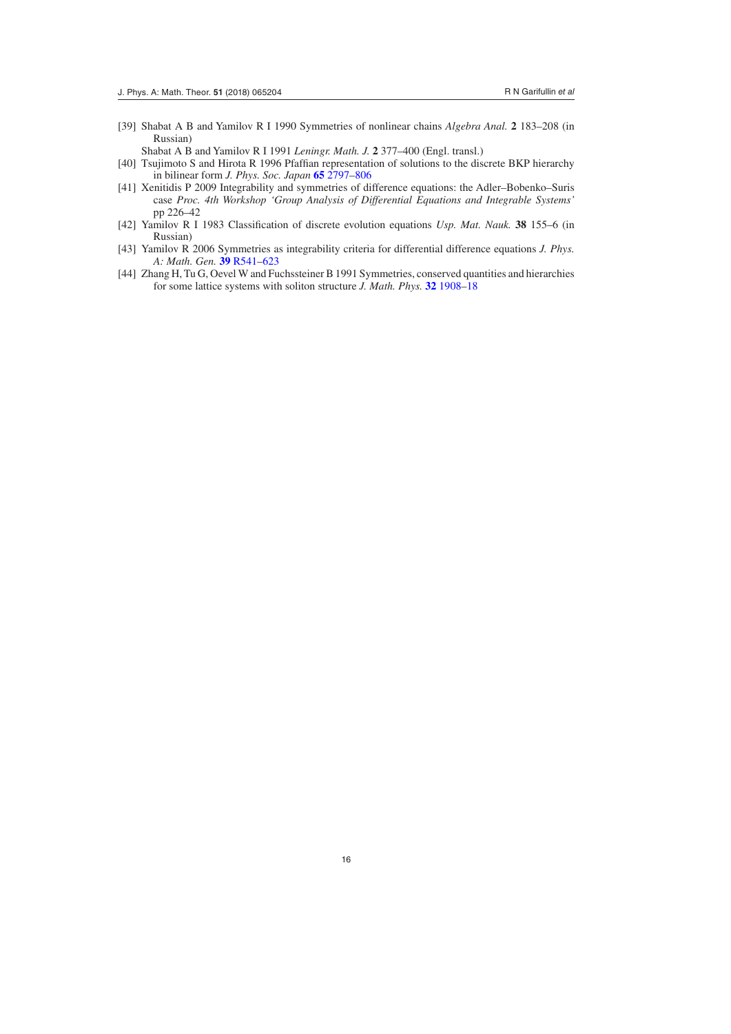[39] Shabat A B and Yamilov R I 1990 Symmetries of nonlinear chains *Algebra Anal.* **2** 183–208 (in Russian)

Shabat A B and Yamilov R I 1991 *Leningr. Math. J.* **2** 377–400 (Engl. transl.)

[40] Tsujimoto S and Hirota R 1996 Pfaffian representation of solutions to the discrete BKP hierarchy in bilinear form *J. Phys. Soc. Japan* **65** 2797–806

[41] Xenitidis P 2009 Integrability and symmetries of difference equations: the Adler–Bobenko–Suris case *Proc. 4th Workshop 'Group Analysis of Differential Equations and Integrable Systems'* pp 226–42

[42] Yamilov R I 1983 Classification of discrete evolution equations *Usp. Mat. Nauk.* **38** 155–6 (in Russian)

[43] Yamilov R 2006 Symmetries as integrability criteria for differential difference equations *J. Phys. A: Math. Gen.* **39** R541–623

[44] Zhang H, Tu G, Oevel W and Fuchssteiner B 1991 Symmetries, conserved quantities and hierarchies for some lattice systems with soliton structure *J. Math. Phys.* **32** 1908–18